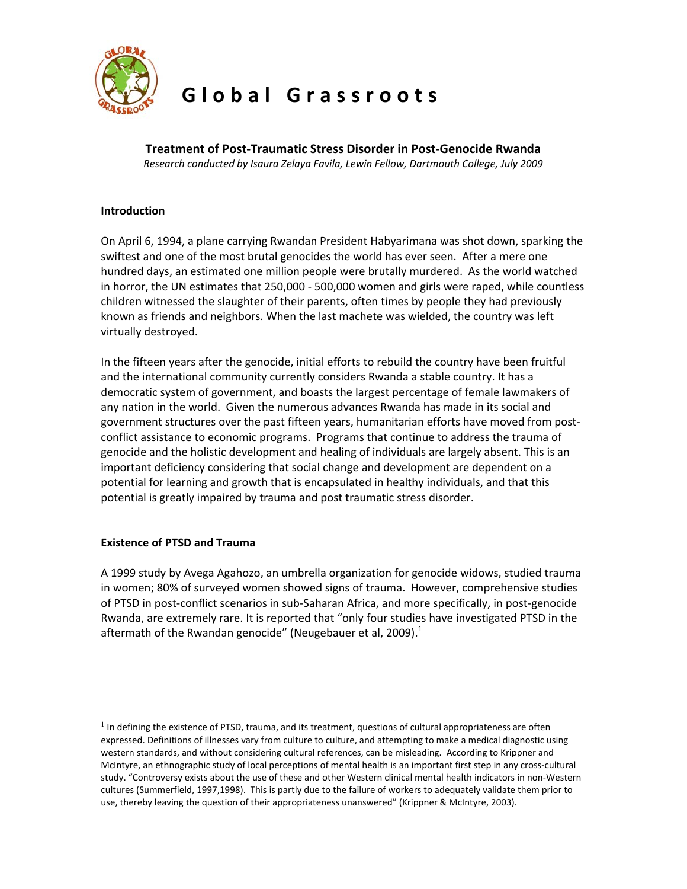# Global Grassroots

## Treatment of Post-Traumatic Stress Disorder in Post-Genocide Rwanda

*Research conducted by Isaura Zelaya Favila, Lewin Fellow, Dartmouth College, July 2009*

### Introduction

On April 6, 1994, a plane carrying Rwandan President Habyarimana was shot down, sparking the swiftest and one of the most brutal genocides the world has ever seen. After a mere one hundred days, an estimated one million people were brutally murdered. As the world watched in horror, the UN estimates that 250,000 - 500,000 women and girls were raped, while countless children witnessed the slaughter of their parents, often times by people they had previously known as friends and neighbors. When the last machete was wielded, the country was left virtually destroyed.

In the fifteen years after the genocide, initial efforts to rebuild the country have been fruitful and the international community currently considers Rwanda a stable country. It has a democratic system of government, and boasts the largest percentage of female lawmakers of any nation in the world. Given the numerous advances Rwanda has made in its social and government structures over the past fifteen years, humanitarian efforts have moved from post-conflict assistance to economic programs. Programs that continue to address the trauma of genocide and the holistic development and healing of individuals are largely absent. This is an important deficiency considering that social change and development are dependent on a potential for learning and growth that is encapsulated in healthy individuals, and that this potential is greatly impaired by trauma and post traumatic stress disorder.

### Existence of PTSD and Trauma

A 1999 study by Avega Agahozo, an umbrella organization for genocide widows, studied trauma in women; 80% of surveyed women showed signs of trauma. However, comprehensive studies of PTSD in post-conflict scenarios in sub-Saharan Africa, and more specifically, in post-genocide Rwanda, are extremely rare. It is reported that "only four studies have investigated PTSD in the aftermath of the Rwandan genocide" (Neugebauer et al, 2009).[1]

---

[1] In defining the existence of PTSD, trauma, and its treatment, questions of cultural appropriateness are often expressed. Definitions of illnesses vary from culture to culture, and attempting to make a medical diagnostic using western standards, and without considering cultural references, can be misleading. According to Krippner and McIntyre, an ethnographic study of local perceptions of mental health is an important first step in any cross-cultural study. "Controversy exists about the use of these and other Western clinical mental health indicators in non-Western cultures (Summerfield, 1997,1998). This is partly due to the failure of workers to adequately validate them prior to use, thereby leaving the question of their appropriateness unanswered" (Krippner & McIntyre, 2003).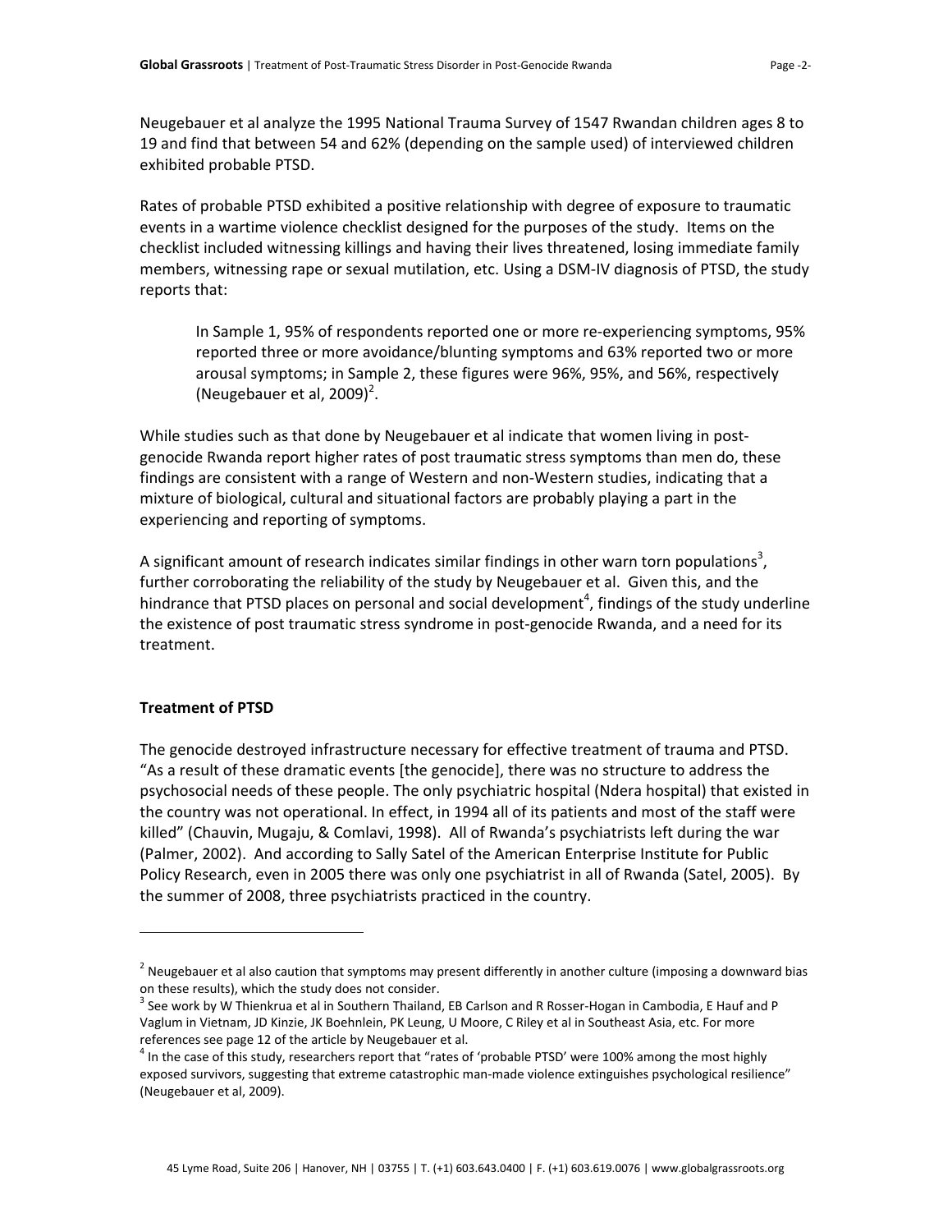Neugebauer et al analyze the 1995 National Trauma Survey of 1547 Rwandan children ages 8 to 19 and find that between 54 and 62% (depending on the sample used) of interviewed children exhibited probable PTSD.

Rates of probable PTSD exhibited a positive relationship with degree of exposure to traumatic events in a wartime violence checklist designed for the purposes of the study. Items on the checklist included witnessing killings and having their lives threatened, losing immediate family members, witnessing rape or sexual mutilation, etc. Using a DSM-IV diagnosis of PTSD, the study reports that:

> In Sample 1, 95% of respondents reported one or more re-experiencing symptoms, 95% reported three or more avoidance/blunting symptoms and 63% reported two or more arousal symptoms; in Sample 2, these figures were 96%, 95%, and 56%, respectively (Neugebauer et al, 2009)[2].

While studies such as that done by Neugebauer et al indicate that women living in post-genocide Rwanda report higher rates of post traumatic stress symptoms than men do, these findings are consistent with a range of Western and non-Western studies, indicating that a mixture of biological, cultural and situational factors are probably playing a part in the experiencing and reporting of symptoms.

A significant amount of research indicates similar findings in other warn torn populations[3], further corroborating the reliability of the study by Neugebauer et al. Given this, and the hindrance that PTSD places on personal and social development[4], findings of the study underline the existence of post traumatic stress syndrome in post-genocide Rwanda, and a need for its treatment.

**Treatment of PTSD**

The genocide destroyed infrastructure necessary for effective treatment of trauma and PTSD. "As a result of these dramatic events [the genocide], there was no structure to address the psychosocial needs of these people. The only psychiatric hospital (Ndera hospital) that existed in the country was not operational. In effect, in 1994 all of its patients and most of the staff were killed" (Chauvin, Mugaju, & Comlavi, 1998). All of Rwanda's psychiatrists left during the war (Palmer, 2002). And according to Sally Satel of the American Enterprise Institute for Public Policy Research, even in 2005 there was only one psychiatrist in all of Rwanda (Satel, 2005). By the summer of 2008, three psychiatrists practiced in the country.

---

[2] Neugebauer et al also caution that symptoms may present differently in another culture (imposing a downward bias on these results), which the study does not consider.

[3] See work by W Thienkrua et al in Southern Thailand, EB Carlson and R Rosser-Hogan in Cambodia, E Hauf and P Vaglum in Vietnam, JD Kinzie, JK Boehnlein, PK Leung, U Moore, C Riley et al in Southeast Asia, etc. For more references see page 12 of the article by Neugebauer et al.

[4] In the case of this study, researchers report that "rates of 'probable PTSD' were 100% among the most highly exposed survivors, suggesting that extreme catastrophic man-made violence extinguishes psychological resilience" (Neugebauer et al, 2009).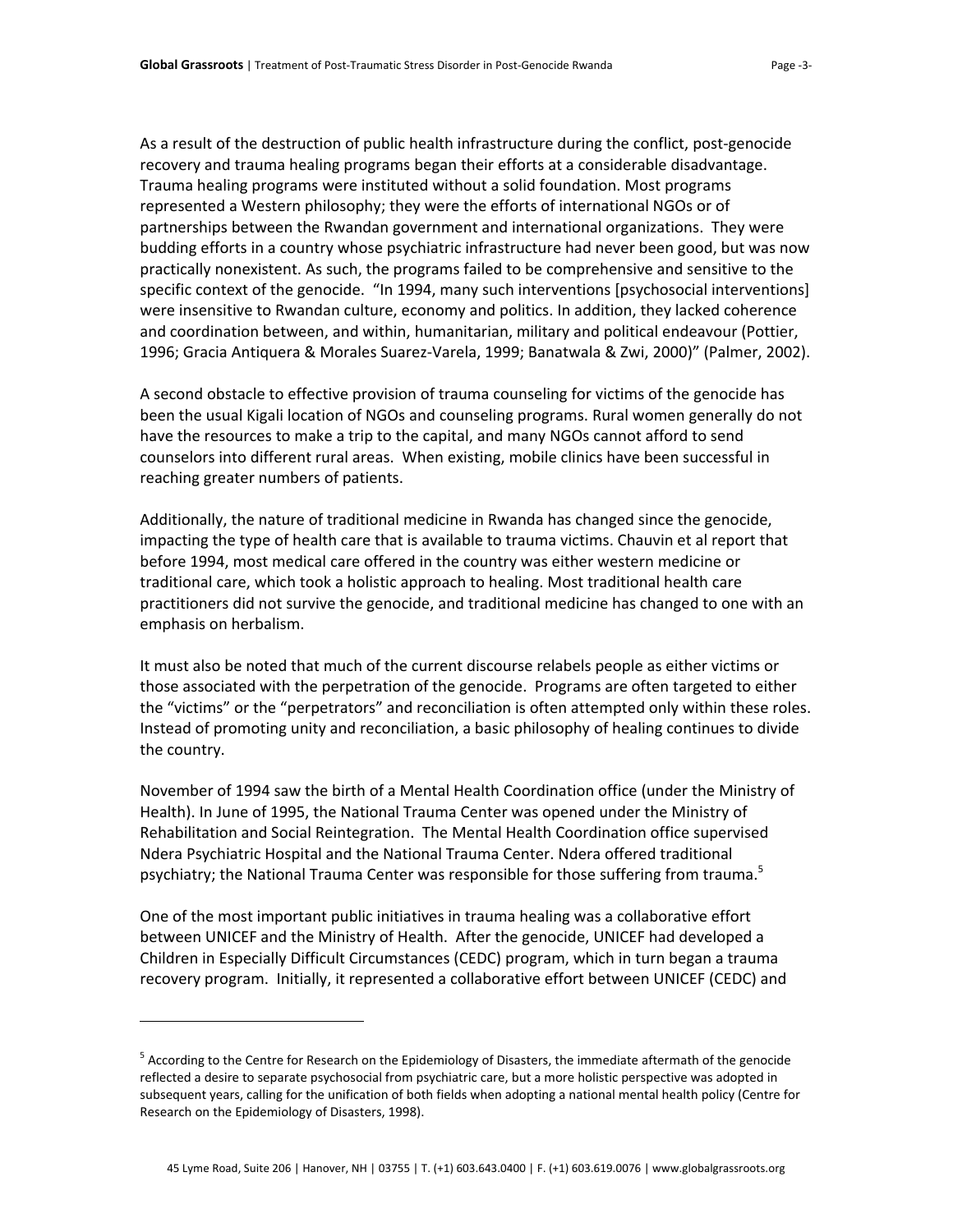As a result of the destruction of public health infrastructure during the conflict, post-genocide recovery and trauma healing programs began their efforts at a considerable disadvantage. Trauma healing programs were instituted without a solid foundation. Most programs represented a Western philosophy; they were the efforts of international NGOs or of partnerships between the Rwandan government and international organizations. They were budding efforts in a country whose psychiatric infrastructure had never been good, but was now practically nonexistent. As such, the programs failed to be comprehensive and sensitive to the specific context of the genocide. "In 1994, many such interventions [psychosocial interventions] were insensitive to Rwandan culture, economy and politics. In addition, they lacked coherence and coordination between, and within, humanitarian, military and political endeavour (Pottier, 1996; Gracia Antiquera & Morales Suarez-Varela, 1999; Banatwala & Zwi, 2000)" (Palmer, 2002).

A second obstacle to effective provision of trauma counseling for victims of the genocide has been the usual Kigali location of NGOs and counseling programs. Rural women generally do not have the resources to make a trip to the capital, and many NGOs cannot afford to send counselors into different rural areas. When existing, mobile clinics have been successful in reaching greater numbers of patients.

Additionally, the nature of traditional medicine in Rwanda has changed since the genocide, impacting the type of health care that is available to trauma victims. Chauvin et al report that before 1994, most medical care offered in the country was either western medicine or traditional care, which took a holistic approach to healing. Most traditional health care practitioners did not survive the genocide, and traditional medicine has changed to one with an emphasis on herbalism.

It must also be noted that much of the current discourse relabels people as either victims or those associated with the perpetration of the genocide. Programs are often targeted to either the "victims" or the "perpetrators" and reconciliation is often attempted only within these roles. Instead of promoting unity and reconciliation, a basic philosophy of healing continues to divide the country.

November of 1994 saw the birth of a Mental Health Coordination office (under the Ministry of Health). In June of 1995, the National Trauma Center was opened under the Ministry of Rehabilitation and Social Reintegration. The Mental Health Coordination office supervised Ndera Psychiatric Hospital and the National Trauma Center. Ndera offered traditional psychiatry; the National Trauma Center was responsible for those suffering from trauma.[5]

One of the most important public initiatives in trauma healing was a collaborative effort between UNICEF and the Ministry of Health. After the genocide, UNICEF had developed a Children in Especially Difficult Circumstances (CEDC) program, which in turn began a trauma recovery program. Initially, it represented a collaborative effort between UNICEF (CEDC) and

---

[5] According to the Centre for Research on the Epidemiology of Disasters, the immediate aftermath of the genocide reflected a desire to separate psychosocial from psychiatric care, but a more holistic perspective was adopted in subsequent years, calling for the unification of both fields when adopting a national mental health policy (Centre for Research on the Epidemiology of Disasters, 1998).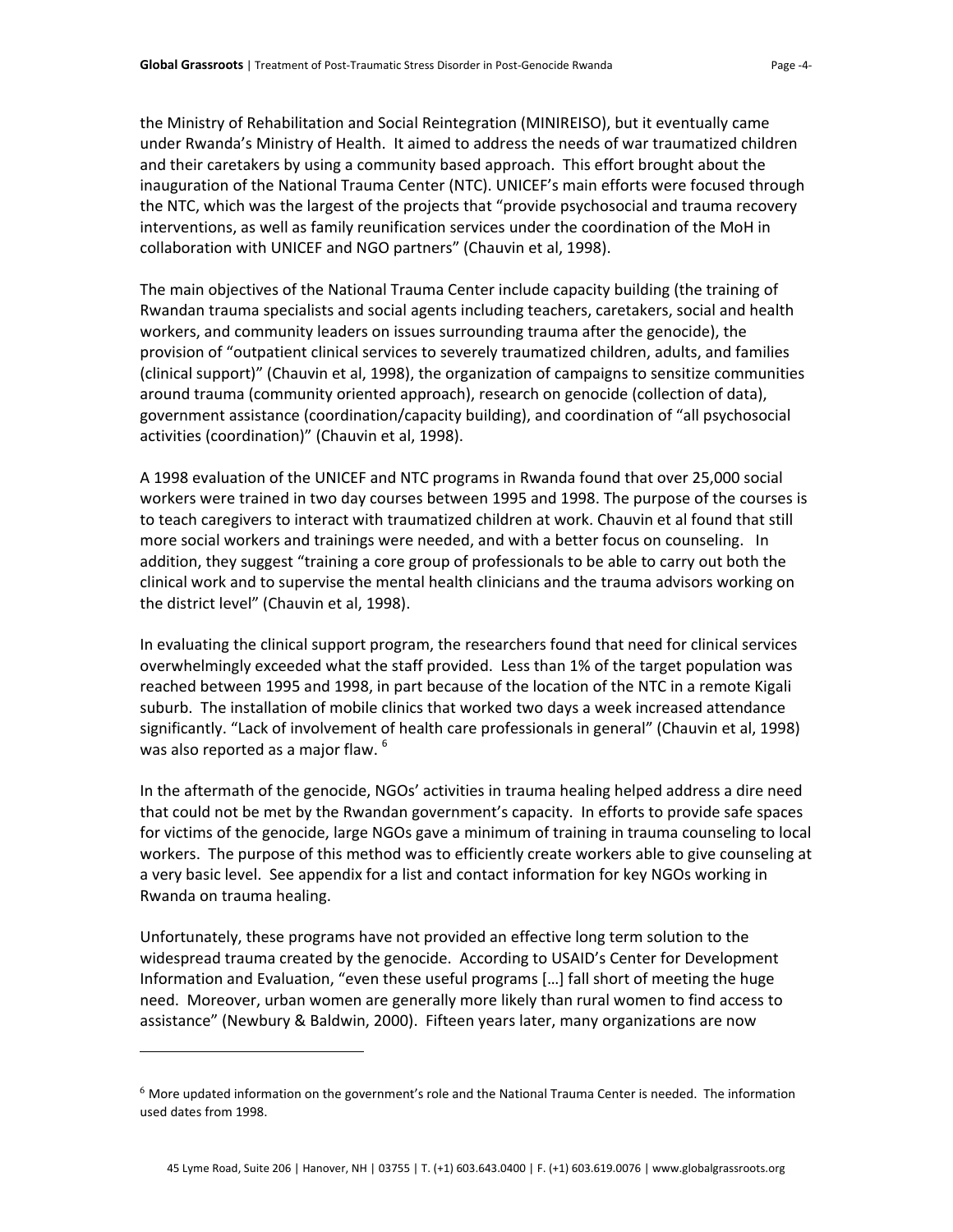the Ministry of Rehabilitation and Social Reintegration (MINIREISO), but it eventually came under Rwanda's Ministry of Health. It aimed to address the needs of war traumatized children and their caretakers by using a community based approach. This effort brought about the inauguration of the National Trauma Center (NTC). UNICEF's main efforts were focused through the NTC, which was the largest of the projects that "provide psychosocial and trauma recovery interventions, as well as family reunification services under the coordination of the MoH in collaboration with UNICEF and NGO partners" (Chauvin et al, 1998).

The main objectives of the National Trauma Center include capacity building (the training of Rwandan trauma specialists and social agents including teachers, caretakers, social and health workers, and community leaders on issues surrounding trauma after the genocide), the provision of "outpatient clinical services to severely traumatized children, adults, and families (clinical support)" (Chauvin et al, 1998), the organization of campaigns to sensitize communities around trauma (community oriented approach), research on genocide (collection of data), government assistance (coordination/capacity building), and coordination of "all psychosocial activities (coordination)" (Chauvin et al, 1998).

A 1998 evaluation of the UNICEF and NTC programs in Rwanda found that over 25,000 social workers were trained in two day courses between 1995 and 1998. The purpose of the courses is to teach caregivers to interact with traumatized children at work. Chauvin et al found that still more social workers and trainings were needed, and with a better focus on counseling. In addition, they suggest "training a core group of professionals to be able to carry out both the clinical work and to supervise the mental health clinicians and the trauma advisors working on the district level" (Chauvin et al, 1998).

In evaluating the clinical support program, the researchers found that need for clinical services overwhelmingly exceeded what the staff provided. Less than 1% of the target population was reached between 1995 and 1998, in part because of the location of the NTC in a remote Kigali suburb. The installation of mobile clinics that worked two days a week increased attendance significantly. "Lack of involvement of health care professionals in general" (Chauvin et al, 1998) was also reported as a major flaw. [6]

In the aftermath of the genocide, NGOs' activities in trauma healing helped address a dire need that could not be met by the Rwandan government's capacity. In efforts to provide safe spaces for victims of the genocide, large NGOs gave a minimum of training in trauma counseling to local workers. The purpose of this method was to efficiently create workers able to give counseling at a very basic level. See appendix for a list and contact information for key NGOs working in Rwanda on trauma healing.

Unfortunately, these programs have not provided an effective long term solution to the widespread trauma created by the genocide. According to USAID's Center for Development Information and Evaluation, "even these useful programs […] fall short of meeting the huge need. Moreover, urban women are generally more likely than rural women to find access to assistance" (Newbury & Baldwin, 2000). Fifteen years later, many organizations are now

---

[6] More updated information on the government's role and the National Trauma Center is needed. The information used dates from 1998.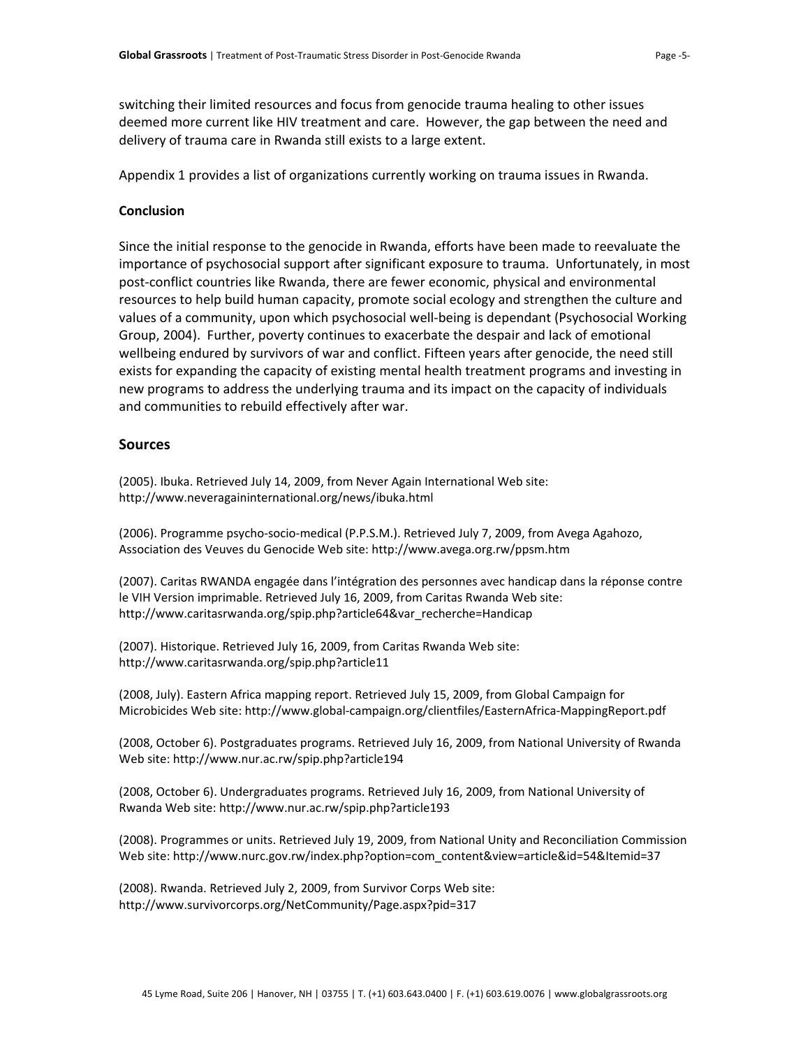switching their limited resources and focus from genocide trauma healing to other issues deemed more current like HIV treatment and care. However, the gap between the need and delivery of trauma care in Rwanda still exists to a large extent.

Appendix 1 provides a list of organizations currently working on trauma issues in Rwanda.

**Conclusion**

Since the initial response to the genocide in Rwanda, efforts have been made to reevaluate the importance of psychosocial support after significant exposure to trauma. Unfortunately, in most post-conflict countries like Rwanda, there are fewer economic, physical and environmental resources to help build human capacity, promote social ecology and strengthen the culture and values of a community, upon which psychosocial well-being is dependant (Psychosocial Working Group, 2004). Further, poverty continues to exacerbate the despair and lack of emotional wellbeing endured by survivors of war and conflict. Fifteen years after genocide, the need still exists for expanding the capacity of existing mental health treatment programs and investing in new programs to address the underlying trauma and its impact on the capacity of individuals and communities to rebuild effectively after war.

## Sources

(2005). Ibuka. Retrieved July 14, 2009, from Never Again International Web site: http://www.neveragaininternational.org/news/ibuka.html

(2006). Programme psycho-socio-medical (P.P.S.M.). Retrieved July 7, 2009, from Avega Agahozo, Association des Veuves du Genocide Web site: http://www.avega.org.rw/ppsm.htm

(2007). Caritas RWANDA engagée dans l'intégration des personnes avec handicap dans la réponse contre le VIH Version imprimable. Retrieved July 16, 2009, from Caritas Rwanda Web site: http://www.caritasrwanda.org/spip.php?article64&var_recherche=Handicap

(2007). Historique. Retrieved July 16, 2009, from Caritas Rwanda Web site: http://www.caritasrwanda.org/spip.php?article11

(2008, July). Eastern Africa mapping report. Retrieved July 15, 2009, from Global Campaign for Microbicides Web site: http://www.global-campaign.org/clientfiles/EasternAfrica-MappingReport.pdf

(2008, October 6). Postgraduates programs. Retrieved July 16, 2009, from National University of Rwanda Web site: http://www.nur.ac.rw/spip.php?article194

(2008, October 6). Undergraduates programs. Retrieved July 16, 2009, from National University of Rwanda Web site: http://www.nur.ac.rw/spip.php?article193

(2008). Programmes or units. Retrieved July 19, 2009, from National Unity and Reconciliation Commission Web site: http://www.nurc.gov.rw/index.php?option=com_content&view=article&id=54&Itemid=37

(2008). Rwanda. Retrieved July 2, 2009, from Survivor Corps Web site: http://www.survivorcorps.org/NetCommunity/Page.aspx?pid=317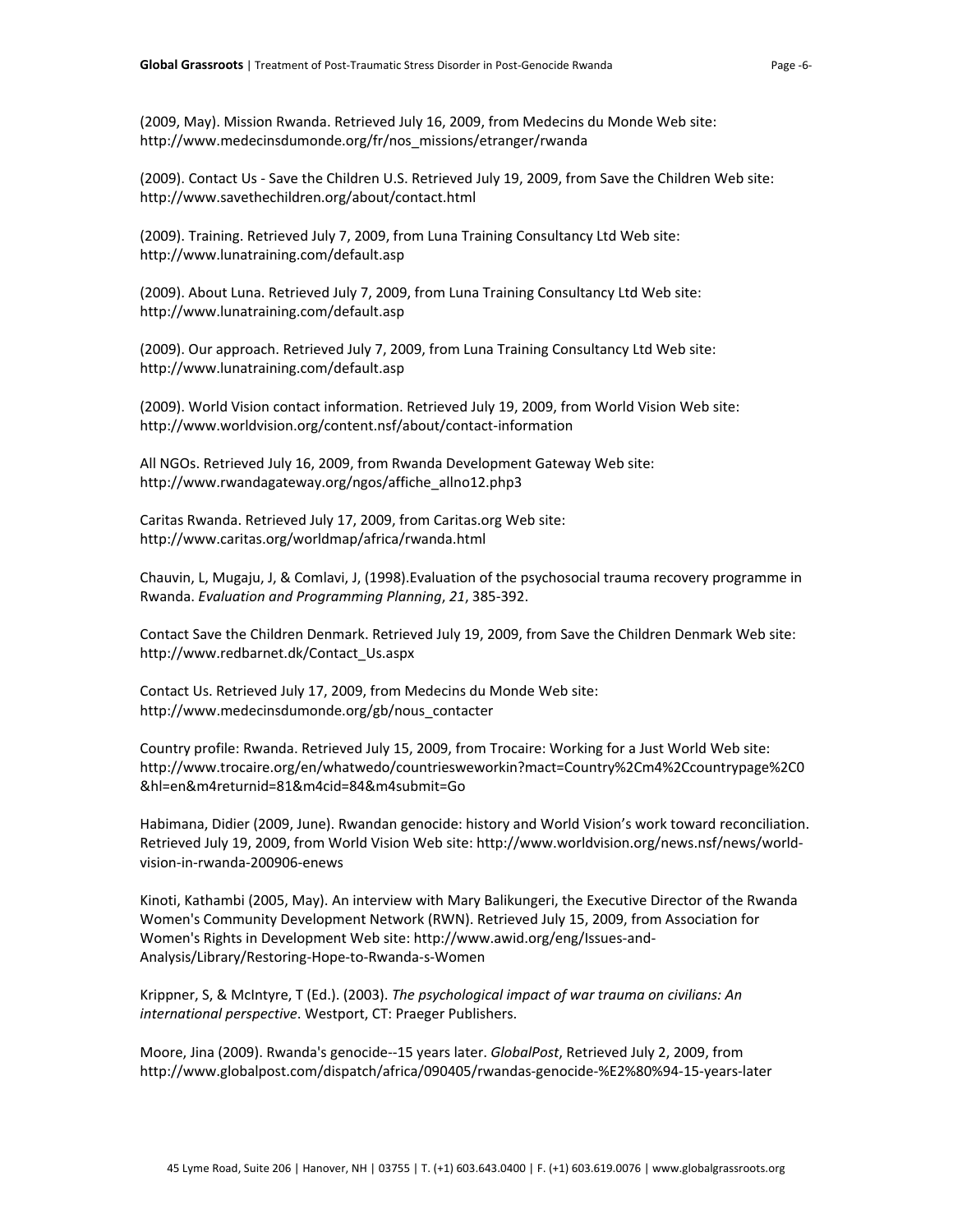(2009, May). Mission Rwanda. Retrieved July 16, 2009, from Medecins du Monde Web site: http://www.medecinsdumonde.org/fr/nos_missions/etranger/rwanda

(2009). Contact Us - Save the Children U.S. Retrieved July 19, 2009, from Save the Children Web site: http://www.savethechildren.org/about/contact.html

(2009). Training. Retrieved July 7, 2009, from Luna Training Consultancy Ltd Web site: http://www.lunatraining.com/default.asp

(2009). About Luna. Retrieved July 7, 2009, from Luna Training Consultancy Ltd Web site: http://www.lunatraining.com/default.asp

(2009). Our approach. Retrieved July 7, 2009, from Luna Training Consultancy Ltd Web site: http://www.lunatraining.com/default.asp

(2009). World Vision contact information. Retrieved July 19, 2009, from World Vision Web site: http://www.worldvision.org/content.nsf/about/contact-information

All NGOs. Retrieved July 16, 2009, from Rwanda Development Gateway Web site: http://www.rwandagateway.org/ngos/affiche_allno12.php3

Caritas Rwanda. Retrieved July 17, 2009, from Caritas.org Web site: http://www.caritas.org/worldmap/africa/rwanda.html

Chauvin, L, Mugaju, J, & Comlavi, J, (1998).Evaluation of the psychosocial trauma recovery programme in Rwanda. *Evaluation and Programming Planning*, *21*, 385-392.

Contact Save the Children Denmark. Retrieved July 19, 2009, from Save the Children Denmark Web site: http://www.redbarnet.dk/Contact_Us.aspx

Contact Us. Retrieved July 17, 2009, from Medecins du Monde Web site: http://www.medecinsdumonde.org/gb/nous_contacter

Country profile: Rwanda. Retrieved July 15, 2009, from Trocaire: Working for a Just World Web site: http://www.trocaire.org/en/whatwedo/countriesweworkin?mact=Country%2Cm4%2Ccountrypage%2C0&hl=en&m4returnid=81&m4cid=84&m4submit=Go

Habimana, Didier (2009, June). Rwandan genocide: history and World Vision's work toward reconciliation. Retrieved July 19, 2009, from World Vision Web site: http://www.worldvision.org/news.nsf/news/world-vision-in-rwanda-200906-enews

Kinoti, Kathambi (2005, May). An interview with Mary Balikungeri, the Executive Director of the Rwanda Women's Community Development Network (RWN). Retrieved July 15, 2009, from Association for Women's Rights in Development Web site: http://www.awid.org/eng/Issues-and-Analysis/Library/Restoring-Hope-to-Rwanda-s-Women

Krippner, S, & McIntyre, T (Ed.). (2003). *The psychological impact of war trauma on civilians: An international perspective*. Westport, CT: Praeger Publishers.

Moore, Jina (2009). Rwanda's genocide--15 years later. *GlobalPost*, Retrieved July 2, 2009, from http://www.globalpost.com/dispatch/africa/090405/rwandas-genocide-%E2%80%94-15-years-later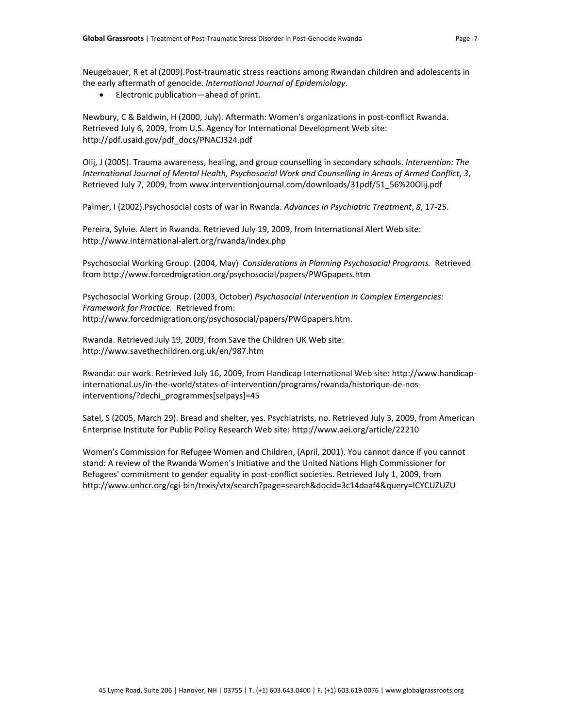Neugebauer, R et al (2009).Post-traumatic stress reactions among Rwandan children and adolescents in the early aftermath of genocide. *International Journal of Epidemiology*.

- Electronic publication—ahead of print.

Newbury, C & Baldwin, H (2000, July). Aftermath: Women's organizations in post-conflict Rwanda. Retrieved July 6, 2009, from U.S. Agency for International Development Web site: http://pdf.usaid.gov/pdf_docs/PNACJ324.pdf

Olij, J (2005). Trauma awareness, healing, and group counselling in secondary schools. *Intervention: The International Journal of Mental Health, Psychosocial Work and Counselling in Areas of Armed Conflict*, *3*, Retrieved July 7, 2009, from www.interventionjournal.com/downloads/31pdf/51_56%20Olij.pdf

Palmer, I (2002).Psychosocial costs of war in Rwanda. *Advances in Psychiatric Treatment*, *8*, 17-25.

Pereira, Sylvie. Alert in Rwanda. Retrieved July 19, 2009, from International Alert Web site: http://www.international-alert.org/rwanda/index.php

Psychosocial Working Group. (2004, May) *Considerations in Planning Psychosocial Programs.* Retrieved from http://www.forcedmigration.org/psychosocial/papers/PWGpapers.htm

Psychosocial Working Group. (2003, October) *Psychosocial Intervention in Complex Emergencies: Framework for Practice.* Retrieved from: http://www.forcedmigration.org/psychosocial/papers/PWGpapers.htm.

Rwanda. Retrieved July 19, 2009, from Save the Children UK Web site: http://www.savethechildren.org.uk/en/987.htm

Rwanda: our work. Retrieved July 16, 2009, from Handicap International Web site: http://www.handicap-international.us/in-the-world/states-of-intervention/programs/rwanda/historique-de-nos-interventions/?dechi_programmes[selpays]=45

Satel, S (2005, March 29). Bread and shelter, yes. Psychiatrists, no. Retrieved July 3, 2009, from American Enterprise Institute for Public Policy Research Web site: http://www.aei.org/article/22210

Women's Commission for Refugee Women and Children, (April, 2001). You cannot dance if you cannot stand: A review of the Rwanda Women's Initiative and the United Nations High Commissioner for Refugees' commitment to gender equality in post-conflict societies. Retrieved July 1, 2009, from http://www.unhcr.org/cgi-bin/texis/vtx/search?page=search&docid=3c14daaf4&query=ICYCUZUZU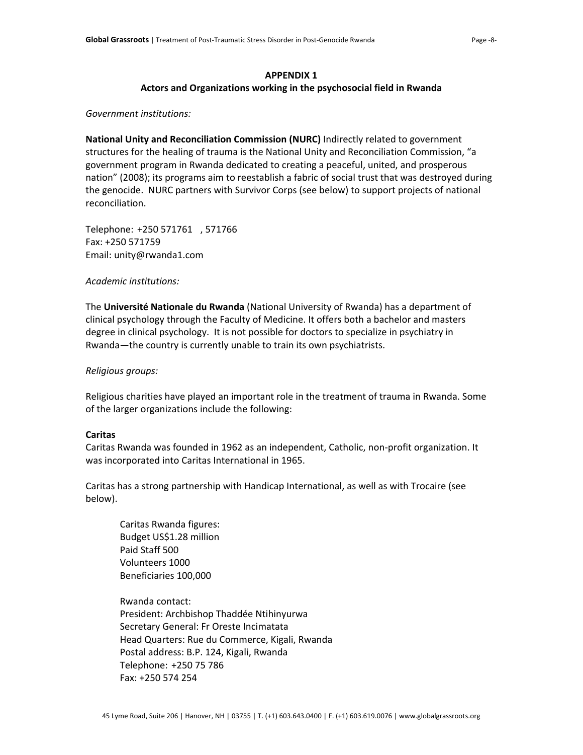## APPENDIX 1
## Actors and Organizations working in the psychosocial field in Rwanda

*Government institutions:*

**National Unity and Reconciliation Commission (NURC)** Indirectly related to government structures for the healing of trauma is the National Unity and Reconciliation Commission, "a government program in Rwanda dedicated to creating a peaceful, united, and prosperous nation" (2008); its programs aim to reestablish a fabric of social trust that was destroyed during the genocide. NURC partners with Survivor Corps (see below) to support projects of national reconciliation.

Telephone: +250 571761 , 571766
Fax: +250 571759
Email: unity@rwanda1.com

*Academic institutions:*

The **Université Nationale du Rwanda** (National University of Rwanda) has a department of clinical psychology through the Faculty of Medicine. It offers both a bachelor and masters degree in clinical psychology. It is not possible for doctors to specialize in psychiatry in Rwanda—the country is currently unable to train its own psychiatrists.

*Religious groups:*

Religious charities have played an important role in the treatment of trauma in Rwanda. Some of the larger organizations include the following:

**Caritas**
Caritas Rwanda was founded in 1962 as an independent, Catholic, non-profit organization. It was incorporated into Caritas International in 1965.

Caritas has a strong partnership with Handicap International, as well as with Trocaire (see below).

> Caritas Rwanda figures:
> Budget US$1.28 million
> Paid Staff 500
> Volunteers 1000
> Beneficiaries 100,000
>
> Rwanda contact:
> President: Archbishop Thaddée Ntihinyurwa
> Secretary General: Fr Oreste Incimatata
> Head Quarters: Rue du Commerce, Kigali, Rwanda
> Postal address: B.P. 124, Kigali, Rwanda
> Telephone: +250 75 786
> Fax: +250 574 254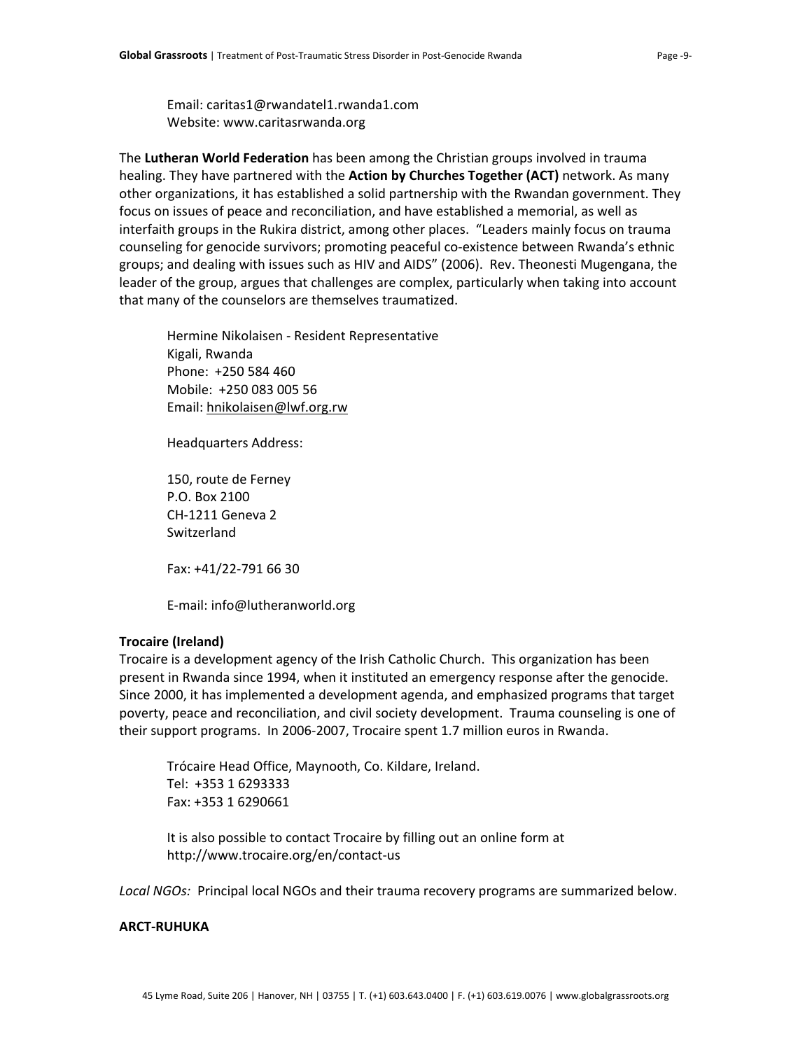Email: caritas1@rwandatel1.rwanda1.com
Website: www.caritasrwanda.org

The **Lutheran World Federation** has been among the Christian groups involved in trauma healing. They have partnered with the **Action by Churches Together (ACT)** network. As many other organizations, it has established a solid partnership with the Rwandan government. They focus on issues of peace and reconciliation, and have established a memorial, as well as interfaith groups in the Rukira district, among other places. "Leaders mainly focus on trauma counseling for genocide survivors; promoting peaceful co-existence between Rwanda's ethnic groups; and dealing with issues such as HIV and AIDS" (2006). Rev. Theonesti Mugengana, the leader of the group, argues that challenges are complex, particularly when taking into account that many of the counselors are themselves traumatized.

Hermine Nikolaisen - Resident Representative
Kigali, Rwanda
Phone: +250 584 460
Mobile: +250 083 005 56
Email: hnikolaisen@lwf.org.rw

Headquarters Address:

150, route de Ferney
P.O. Box 2100
CH-1211 Geneva 2
Switzerland

Fax: +41/22-791 66 30

E-mail: info@lutheranworld.org

**Trocaire (Ireland)**

Trocaire is a development agency of the Irish Catholic Church. This organization has been present in Rwanda since 1994, when it instituted an emergency response after the genocide. Since 2000, it has implemented a development agenda, and emphasized programs that target poverty, peace and reconciliation, and civil society development. Trauma counseling is one of their support programs. In 2006-2007, Trocaire spent 1.7 million euros in Rwanda.

Trócaire Head Office, Maynooth, Co. Kildare, Ireland.
Tel: +353 1 6293333
Fax: +353 1 6290661

It is also possible to contact Trocaire by filling out an online form at http://www.trocaire.org/en/contact-us

*Local NGOs:* Principal local NGOs and their trauma recovery programs are summarized below.

**ARCT-RUHUKA**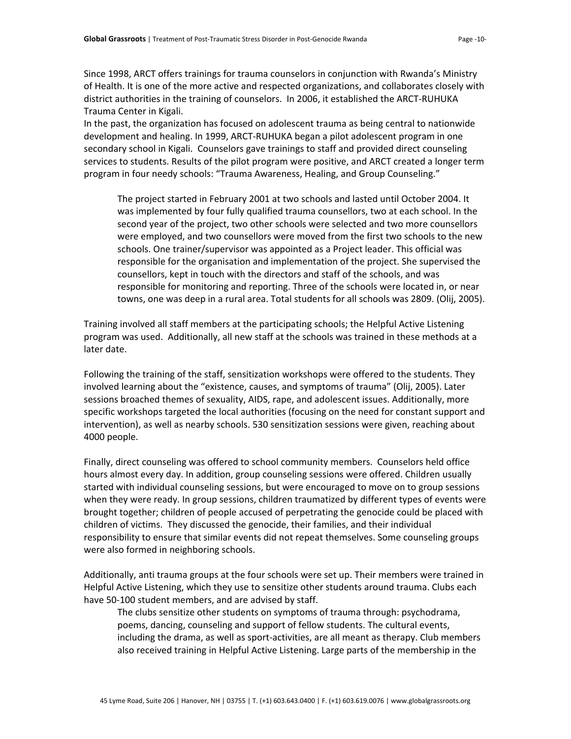Since 1998, ARCT offers trainings for trauma counselors in conjunction with Rwanda's Ministry of Health. It is one of the more active and respected organizations, and collaborates closely with district authorities in the training of counselors. In 2006, it established the ARCT-RUHUKA Trauma Center in Kigali.

In the past, the organization has focused on adolescent trauma as being central to nationwide development and healing. In 1999, ARCT-RUHUKA began a pilot adolescent program in one secondary school in Kigali. Counselors gave trainings to staff and provided direct counseling services to students. Results of the pilot program were positive, and ARCT created a longer term program in four needy schools: "Trauma Awareness, Healing, and Group Counseling."

> The project started in February 2001 at two schools and lasted until October 2004. It was implemented by four fully qualified trauma counsellors, two at each school. In the second year of the project, two other schools were selected and two more counsellors were employed, and two counsellors were moved from the first two schools to the new schools. One trainer/supervisor was appointed as a Project leader. This official was responsible for the organisation and implementation of the project. She supervised the counsellors, kept in touch with the directors and staff of the schools, and was responsible for monitoring and reporting. Three of the schools were located in, or near towns, one was deep in a rural area. Total students for all schools was 2809. (Olij, 2005).

Training involved all staff members at the participating schools; the Helpful Active Listening program was used. Additionally, all new staff at the schools was trained in these methods at a later date.

Following the training of the staff, sensitization workshops were offered to the students. They involved learning about the "existence, causes, and symptoms of trauma" (Olij, 2005). Later sessions broached themes of sexuality, AIDS, rape, and adolescent issues. Additionally, more specific workshops targeted the local authorities (focusing on the need for constant support and intervention), as well as nearby schools. 530 sensitization sessions were given, reaching about 4000 people.

Finally, direct counseling was offered to school community members. Counselors held office hours almost every day. In addition, group counseling sessions were offered. Children usually started with individual counseling sessions, but were encouraged to move on to group sessions when they were ready. In group sessions, children traumatized by different types of events were brought together; children of people accused of perpetrating the genocide could be placed with children of victims. They discussed the genocide, their families, and their individual responsibility to ensure that similar events did not repeat themselves. Some counseling groups were also formed in neighboring schools.

Additionally, anti trauma groups at the four schools were set up. Their members were trained in Helpful Active Listening, which they use to sensitize other students around trauma. Clubs each have 50-100 student members, and are advised by staff.

> The clubs sensitize other students on symptoms of trauma through: psychodrama, poems, dancing, counseling and support of fellow students. The cultural events, including the drama, as well as sport-activities, are all meant as therapy. Club members also received training in Helpful Active Listening. Large parts of the membership in the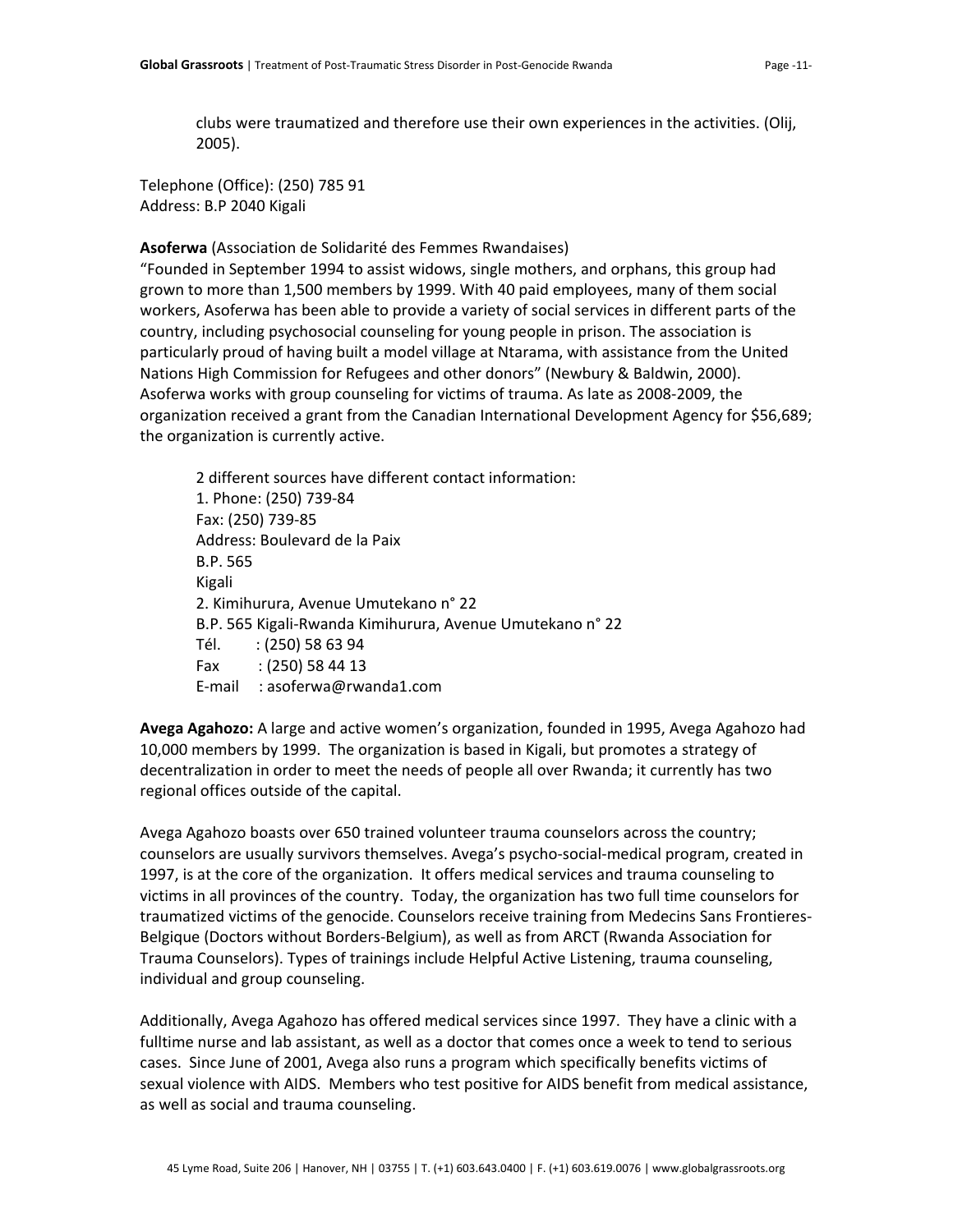clubs were traumatized and therefore use their own experiences in the activities. (Olij, 2005).

Telephone (Office): (250) 785 91
Address: B.P 2040 Kigali

**Asoferwa** (Association de Solidarité des Femmes Rwandaises)
"Founded in September 1994 to assist widows, single mothers, and orphans, this group had grown to more than 1,500 members by 1999. With 40 paid employees, many of them social workers, Asoferwa has been able to provide a variety of social services in different parts of the country, including psychosocial counseling for young people in prison. The association is particularly proud of having built a model village at Ntarama, with assistance from the United Nations High Commission for Refugees and other donors" (Newbury & Baldwin, 2000). Asoferwa works with group counseling for victims of trauma. As late as 2008-2009, the organization received a grant from the Canadian International Development Agency for $56,689; the organization is currently active.

2 different sources have different contact information:
1. Phone: (250) 739-84
Fax: (250) 739-85
Address: Boulevard de la Paix
B.P. 565
Kigali
2. Kimihurura, Avenue Umutekano n° 22
B.P. 565 Kigali-Rwanda Kimihurura, Avenue Umutekano n° 22
Tél. : (250) 58 63 94
Fax : (250) 58 44 13
E-mail : asoferwa@rwanda1.com

**Avega Agahozo:** A large and active women's organization, founded in 1995, Avega Agahozo had 10,000 members by 1999. The organization is based in Kigali, but promotes a strategy of decentralization in order to meet the needs of people all over Rwanda; it currently has two regional offices outside of the capital.

Avega Agahozo boasts over 650 trained volunteer trauma counselors across the country; counselors are usually survivors themselves. Avega's psycho-social-medical program, created in 1997, is at the core of the organization. It offers medical services and trauma counseling to victims in all provinces of the country. Today, the organization has two full time counselors for traumatized victims of the genocide. Counselors receive training from Medecins Sans Frontieres-Belgique (Doctors without Borders-Belgium), as well as from ARCT (Rwanda Association for Trauma Counselors). Types of trainings include Helpful Active Listening, trauma counseling, individual and group counseling.

Additionally, Avega Agahozo has offered medical services since 1997. They have a clinic with a fulltime nurse and lab assistant, as well as a doctor that comes once a week to tend to serious cases. Since June of 2001, Avega also runs a program which specifically benefits victims of sexual violence with AIDS. Members who test positive for AIDS benefit from medical assistance, as well as social and trauma counseling.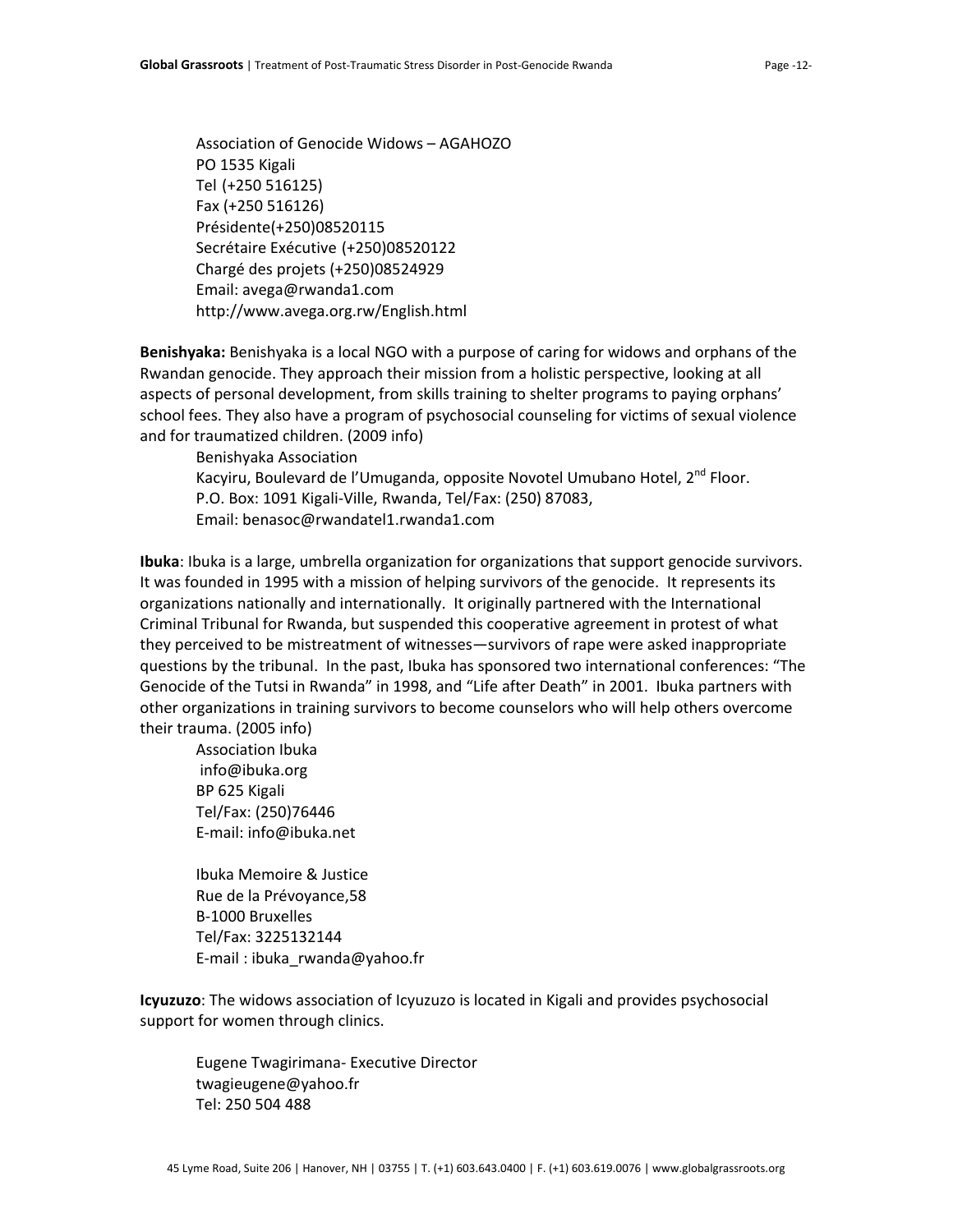Association of Genocide Widows – AGAHOZO
PO 1535 Kigali
Tel (+250 516125)
Fax (+250 516126)
Présidente(+250)08520115
Secrétaire Exécutive (+250)08520122
Chargé des projets (+250)08524929
Email: avega@rwanda1.com
http://www.avega.org.rw/English.html

**Benishyaka:** Benishyaka is a local NGO with a purpose of caring for widows and orphans of the Rwandan genocide. They approach their mission from a holistic perspective, looking at all aspects of personal development, from skills training to shelter programs to paying orphans' school fees. They also have a program of psychosocial counseling for victims of sexual violence and for traumatized children. (2009 info)

Benishyaka Association
Kacyiru, Boulevard de l'Umuganda, opposite Novotel Umubano Hotel, 2nd Floor.
P.O. Box: 1091 Kigali-Ville, Rwanda, Tel/Fax: (250) 87083,
Email: benasoc@rwandatel1.rwanda1.com

**Ibuka**: Ibuka is a large, umbrella organization for organizations that support genocide survivors. It was founded in 1995 with a mission of helping survivors of the genocide. It represents its organizations nationally and internationally. It originally partnered with the International Criminal Tribunal for Rwanda, but suspended this cooperative agreement in protest of what they perceived to be mistreatment of witnesses—survivors of rape were asked inappropriate questions by the tribunal. In the past, Ibuka has sponsored two international conferences: "The Genocide of the Tutsi in Rwanda" in 1998, and "Life after Death" in 2001. Ibuka partners with other organizations in training survivors to become counselors who will help others overcome their trauma. (2005 info)

Association Ibuka
info@ibuka.org
BP 625 Kigali
Tel/Fax: (250)76446
E-mail: info@ibuka.net

Ibuka Memoire & Justice
Rue de la Prévoyance,58
B-1000 Bruxelles
Tel/Fax: 3225132144
E-mail : ibuka_rwanda@yahoo.fr

**Icyuzuzo**: The widows association of Icyuzuzo is located in Kigali and provides psychosocial support for women through clinics.

Eugene Twagirimana- Executive Director
twagieugene@yahoo.fr
Tel: 250 504 488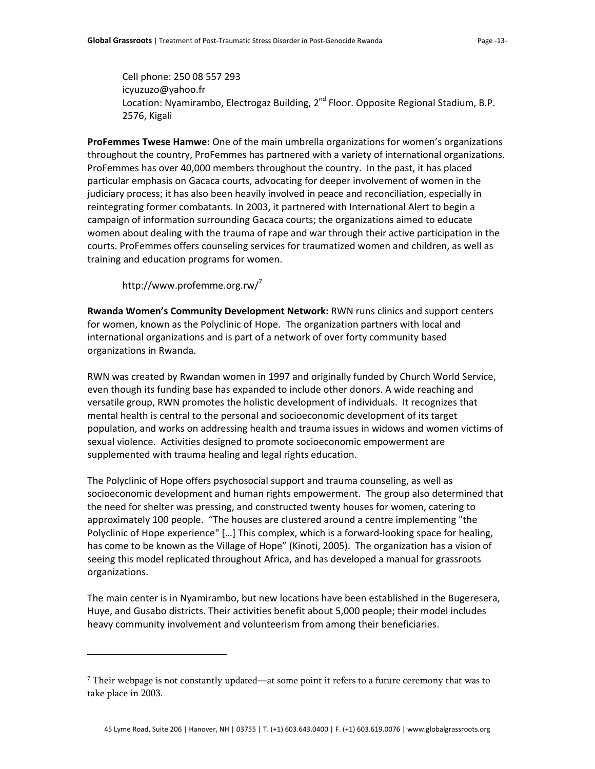Cell phone: 250 08 557 293
icyuzuzo@yahoo.fr
Location: Nyamirambo, Electrogaz Building, 2nd Floor. Opposite Regional Stadium, B.P. 2576, Kigali

**ProFemmes Twese Hamwe:** One of the main umbrella organizations for women's organizations throughout the country, ProFemmes has partnered with a variety of international organizations. ProFemmes has over 40,000 members throughout the country. In the past, it has placed particular emphasis on Gacaca courts, advocating for deeper involvement of women in the judiciary process; it has also been heavily involved in peace and reconciliation, especially in reintegrating former combatants. In 2003, it partnered with International Alert to begin a campaign of information surrounding Gacaca courts; the organizations aimed to educate women about dealing with the trauma of rape and war through their active participation in the courts. ProFemmes offers counseling services for traumatized women and children, as well as training and education programs for women.

http://www.profemme.org.rw/[7]

**Rwanda Women's Community Development Network:** RWN runs clinics and support centers for women, known as the Polyclinic of Hope. The organization partners with local and international organizations and is part of a network of over forty community based organizations in Rwanda.

RWN was created by Rwandan women in 1997 and originally funded by Church World Service, even though its funding base has expanded to include other donors. A wide reaching and versatile group, RWN promotes the holistic development of individuals. It recognizes that mental health is central to the personal and socioeconomic development of its target population, and works on addressing health and trauma issues in widows and women victims of sexual violence. Activities designed to promote socioeconomic empowerment are supplemented with trauma healing and legal rights education.

The Polyclinic of Hope offers psychosocial support and trauma counseling, as well as socioeconomic development and human rights empowerment. The group also determined that the need for shelter was pressing, and constructed twenty houses for women, catering to approximately 100 people. "The houses are clustered around a centre implementing "the Polyclinic of Hope experience" […] This complex, which is a forward-looking space for healing, has come to be known as the Village of Hope" (Kinoti, 2005). The organization has a vision of seeing this model replicated throughout Africa, and has developed a manual for grassroots organizations.

The main center is in Nyamirambo, but new locations have been established in the Bugeresera, Huye, and Gusabo districts. Their activities benefit about 5,000 people; their model includes heavy community involvement and volunteerism from among their beneficiaries.

---

[7] Their webpage is not constantly updated—at some point it refers to a future ceremony that was to take place in 2003.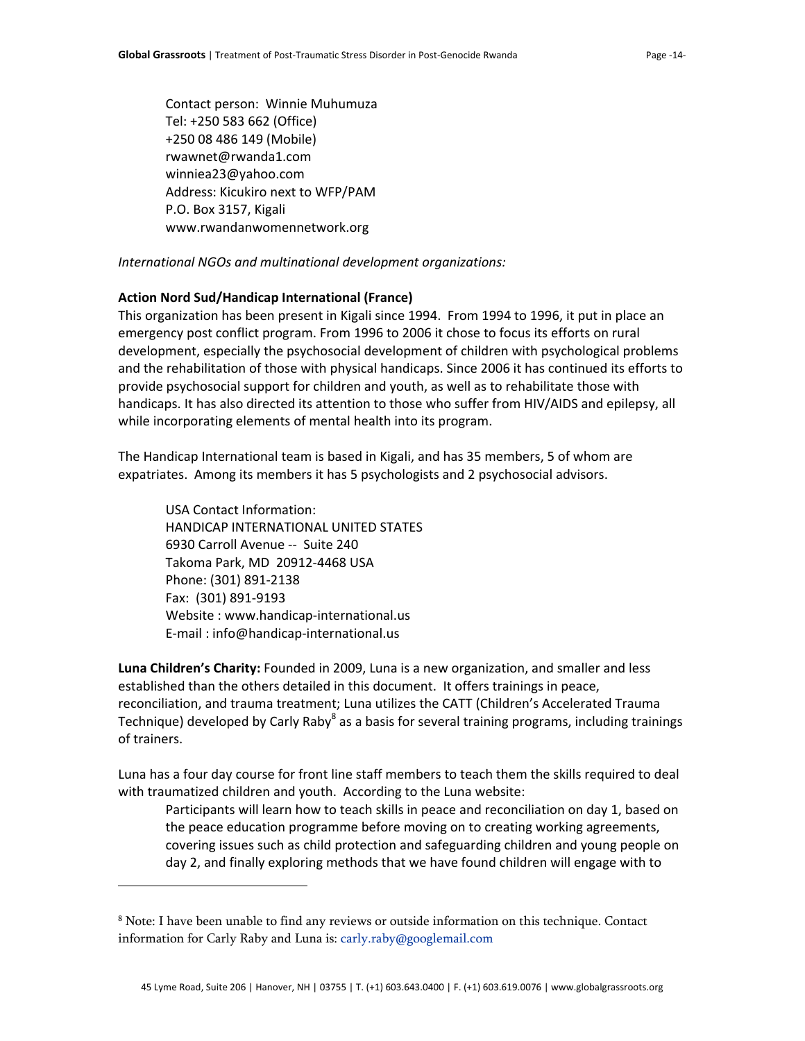Contact person: Winnie Muhumuza
Tel: +250 583 662 (Office)
+250 08 486 149 (Mobile)
rwawnet@rwanda1.com
winniea23@yahoo.com
Address: Kicukiro next to WFP/PAM
P.O. Box 3157, Kigali
www.rwandanwomennetwork.org

*International NGOs and multinational development organizations:*

**Action Nord Sud/Handicap International (France)**

This organization has been present in Kigali since 1994. From 1994 to 1996, it put in place an emergency post conflict program. From 1996 to 2006 it chose to focus its efforts on rural development, especially the psychosocial development of children with psychological problems and the rehabilitation of those with physical handicaps. Since 2006 it has continued its efforts to provide psychosocial support for children and youth, as well as to rehabilitate those with handicaps. It has also directed its attention to those who suffer from HIV/AIDS and epilepsy, all while incorporating elements of mental health into its program.

The Handicap International team is based in Kigali, and has 35 members, 5 of whom are expatriates. Among its members it has 5 psychologists and 2 psychosocial advisors.

USA Contact Information:
HANDICAP INTERNATIONAL UNITED STATES
6930 Carroll Avenue -- Suite 240
Takoma Park, MD 20912-4468 USA
Phone: (301) 891-2138
Fax: (301) 891-9193
Website : www.handicap-international.us
E-mail : info@handicap-international.us

**Luna Children's Charity:** Founded in 2009, Luna is a new organization, and smaller and less established than the others detailed in this document. It offers trainings in peace, reconciliation, and trauma treatment; Luna utilizes the CATT (Children's Accelerated Trauma Technique) developed by Carly Raby[8] as a basis for several training programs, including trainings of trainers.

Luna has a four day course for front line staff members to teach them the skills required to deal with traumatized children and youth. According to the Luna website:

> Participants will learn how to teach skills in peace and reconciliation on day 1, based on the peace education programme before moving on to creating working agreements, covering issues such as child protection and safeguarding children and young people on day 2, and finally exploring methods that we have found children will engage with to

[8] Note: I have been unable to find any reviews or outside information on this technique. Contact information for Carly Raby and Luna is: carly.raby@googlemail.com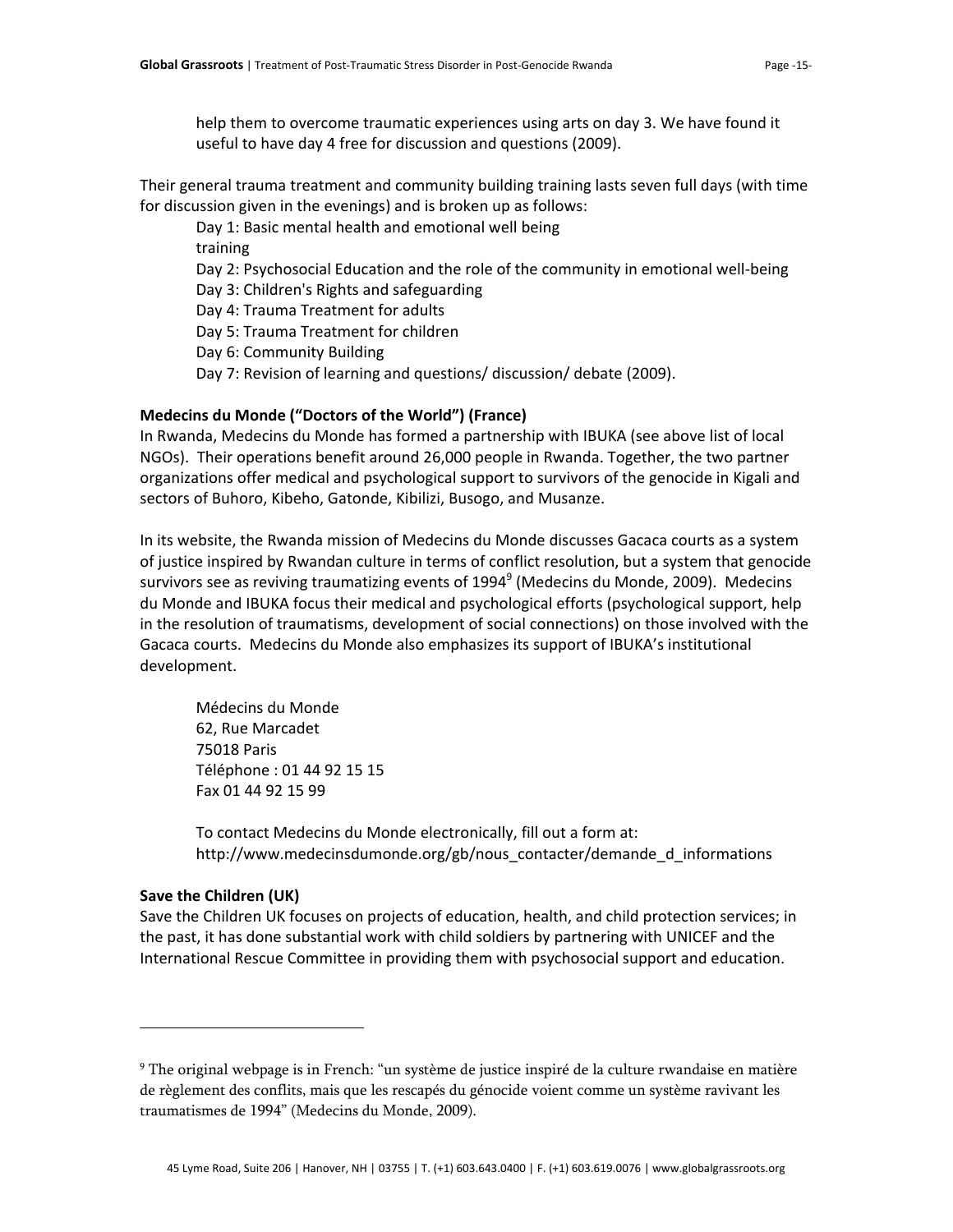help them to overcome traumatic experiences using arts on day 3. We have found it useful to have day 4 free for discussion and questions (2009).

Their general trauma treatment and community building training lasts seven full days (with time for discussion given in the evenings) and is broken up as follows:

Day 1: Basic mental health and emotional well being training
Day 2: Psychosocial Education and the role of the community in emotional well-being
Day 3: Children's Rights and safeguarding
Day 4: Trauma Treatment for adults
Day 5: Trauma Treatment for children
Day 6: Community Building
Day 7: Revision of learning and questions/ discussion/ debate (2009).

**Medecins du Monde ("Doctors of the World") (France)**

In Rwanda, Medecins du Monde has formed a partnership with IBUKA (see above list of local NGOs). Their operations benefit around 26,000 people in Rwanda. Together, the two partner organizations offer medical and psychological support to survivors of the genocide in Kigali and sectors of Buhoro, Kibeho, Gatonde, Kibilizi, Busogo, and Musanze.

In its website, the Rwanda mission of Medecins du Monde discusses Gacaca courts as a system of justice inspired by Rwandan culture in terms of conflict resolution, but a system that genocide survivors see as reviving traumatizing events of 1994[9] (Medecins du Monde, 2009). Medecins du Monde and IBUKA focus their medical and psychological efforts (psychological support, help in the resolution of traumatisms, development of social connections) on those involved with the Gacaca courts. Medecins du Monde also emphasizes its support of IBUKA's institutional development.

Médecins du Monde
62, Rue Marcadet
75018 Paris
Téléphone : 01 44 92 15 15
Fax 01 44 92 15 99

To contact Medecins du Monde electronically, fill out a form at:
http://www.medecinsdumonde.org/gb/nous_contacter/demande_d_informations

**Save the Children (UK)**

Save the Children UK focuses on projects of education, health, and child protection services; in the past, it has done substantial work with child soldiers by partnering with UNICEF and the International Rescue Committee in providing them with psychosocial support and education.

---

[9] The original webpage is in French: "un système de justice inspiré de la culture rwandaise en matière de règlement des conflits, mais que les rescapés du génocide voient comme un système ravivant les traumatismes de 1994" (Medecins du Monde, 2009).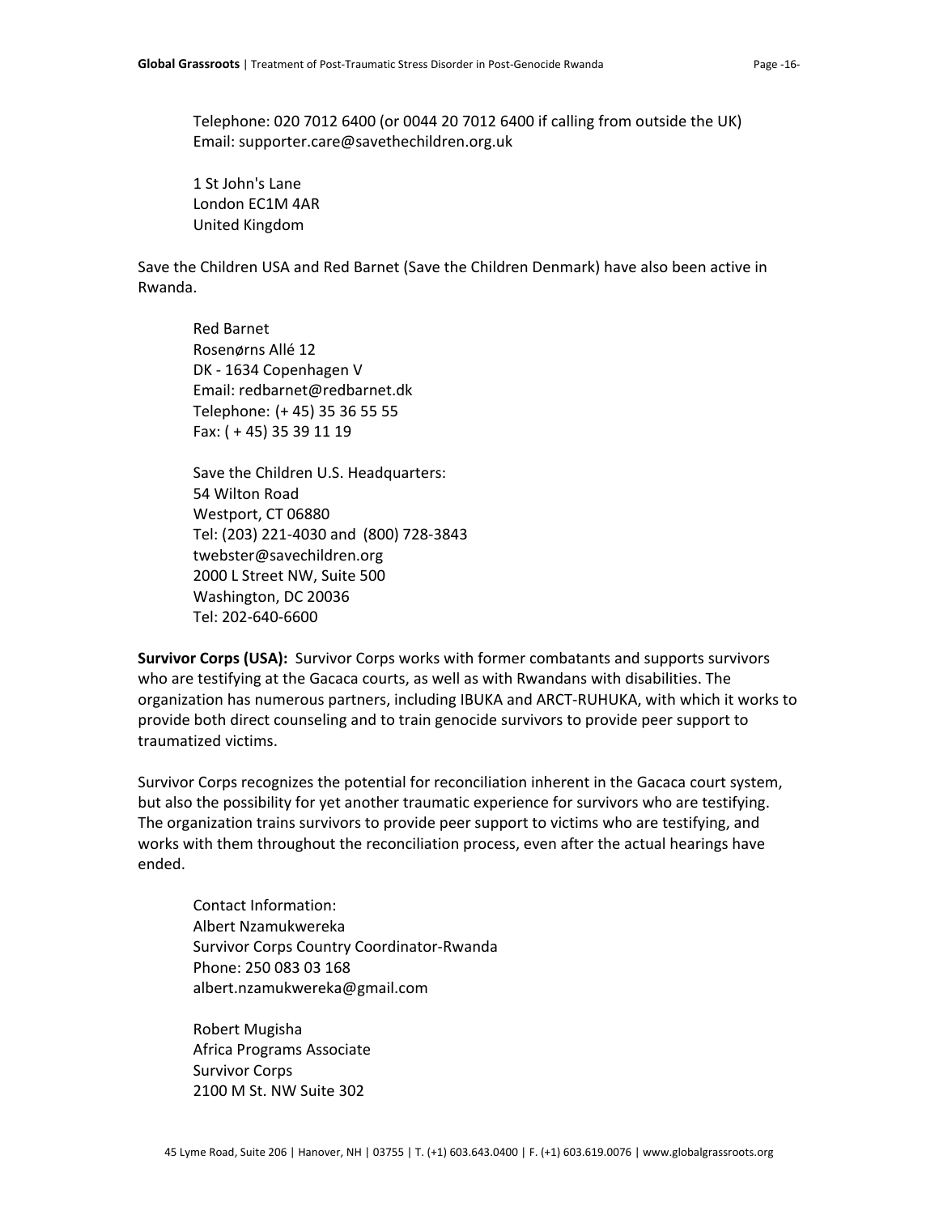Telephone: 020 7012 6400 (or 0044 20 7012 6400 if calling from outside the UK)
Email: supporter.care@savethechildren.org.uk

1 St John's Lane
London EC1M 4AR
United Kingdom

Save the Children USA and Red Barnet (Save the Children Denmark) have also been active in Rwanda.

Red Barnet
Rosenørns Allé 12
DK - 1634 Copenhagen V
Email: redbarnet@redbarnet.dk
Telephone: (+ 45) 35 36 55 55
Fax: ( + 45) 35 39 11 19

Save the Children U.S. Headquarters:
54 Wilton Road
Westport, CT 06880
Tel: (203) 221-4030 and (800) 728-3843
twebster@savechildren.org
2000 L Street NW, Suite 500
Washington, DC 20036
Tel: 202-640-6600

**Survivor Corps (USA):** Survivor Corps works with former combatants and supports survivors who are testifying at the Gacaca courts, as well as with Rwandans with disabilities. The organization has numerous partners, including IBUKA and ARCT-RUHUKA, with which it works to provide both direct counseling and to train genocide survivors to provide peer support to traumatized victims.

Survivor Corps recognizes the potential for reconciliation inherent in the Gacaca court system, but also the possibility for yet another traumatic experience for survivors who are testifying. The organization trains survivors to provide peer support to victims who are testifying, and works with them throughout the reconciliation process, even after the actual hearings have ended.

Contact Information:
Albert Nzamukwereka
Survivor Corps Country Coordinator-Rwanda
Phone: 250 083 03 168
albert.nzamukwereka@gmail.com

Robert Mugisha
Africa Programs Associate
Survivor Corps
2100 M St. NW Suite 302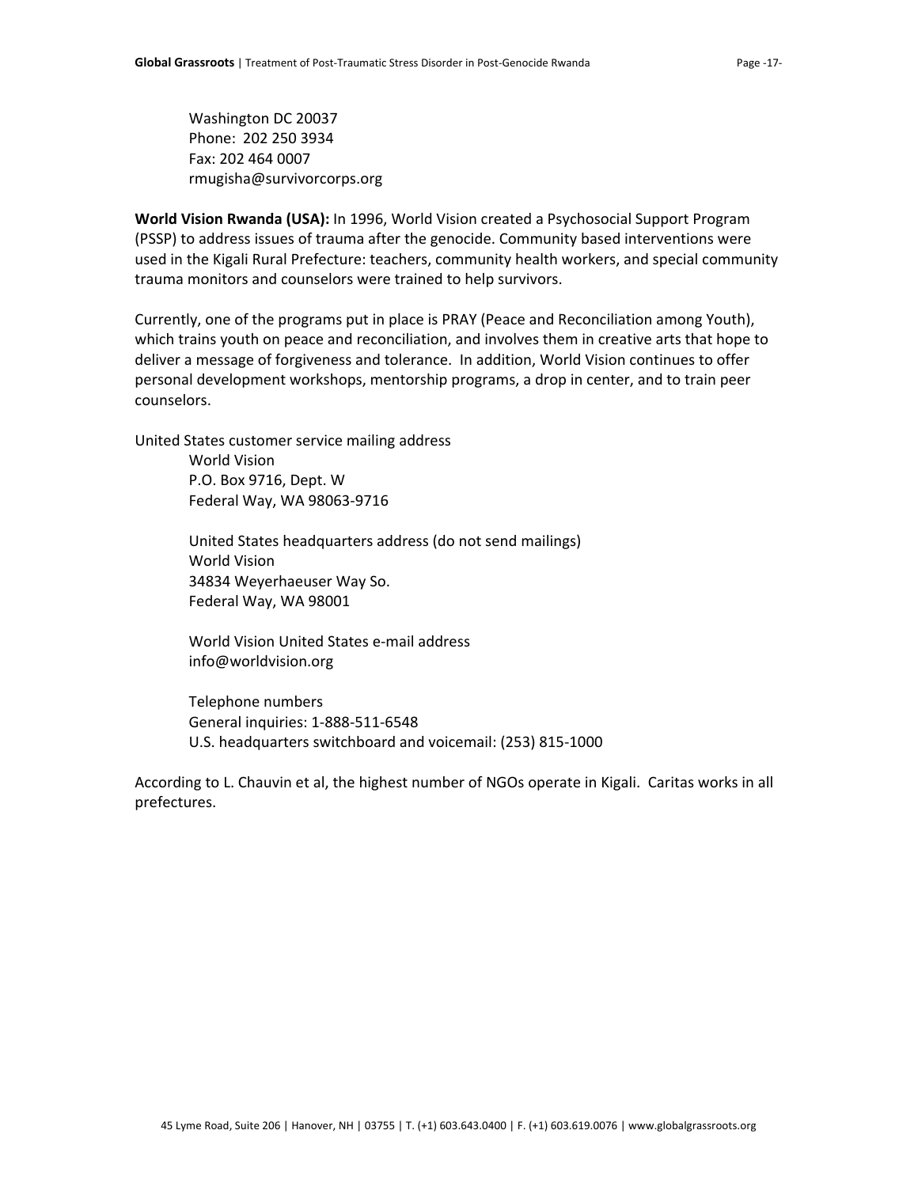Washington DC 20037
Phone: 202 250 3934
Fax: 202 464 0007
rmugisha@survivorcorps.org

**World Vision Rwanda (USA):** In 1996, World Vision created a Psychosocial Support Program (PSSP) to address issues of trauma after the genocide. Community based interventions were used in the Kigali Rural Prefecture: teachers, community health workers, and special community trauma monitors and counselors were trained to help survivors.

Currently, one of the programs put in place is PRAY (Peace and Reconciliation among Youth), which trains youth on peace and reconciliation, and involves them in creative arts that hope to deliver a message of forgiveness and tolerance. In addition, World Vision continues to offer personal development workshops, mentorship programs, a drop in center, and to train peer counselors.

United States customer service mailing address
World Vision
P.O. Box 9716, Dept. W
Federal Way, WA 98063-9716

United States headquarters address (do not send mailings)
World Vision
34834 Weyerhaeuser Way So.
Federal Way, WA 98001

World Vision United States e-mail address
info@worldvision.org

Telephone numbers
General inquiries: 1-888-511-6548
U.S. headquarters switchboard and voicemail: (253) 815-1000

According to L. Chauvin et al, the highest number of NGOs operate in Kigali. Caritas works in all prefectures.